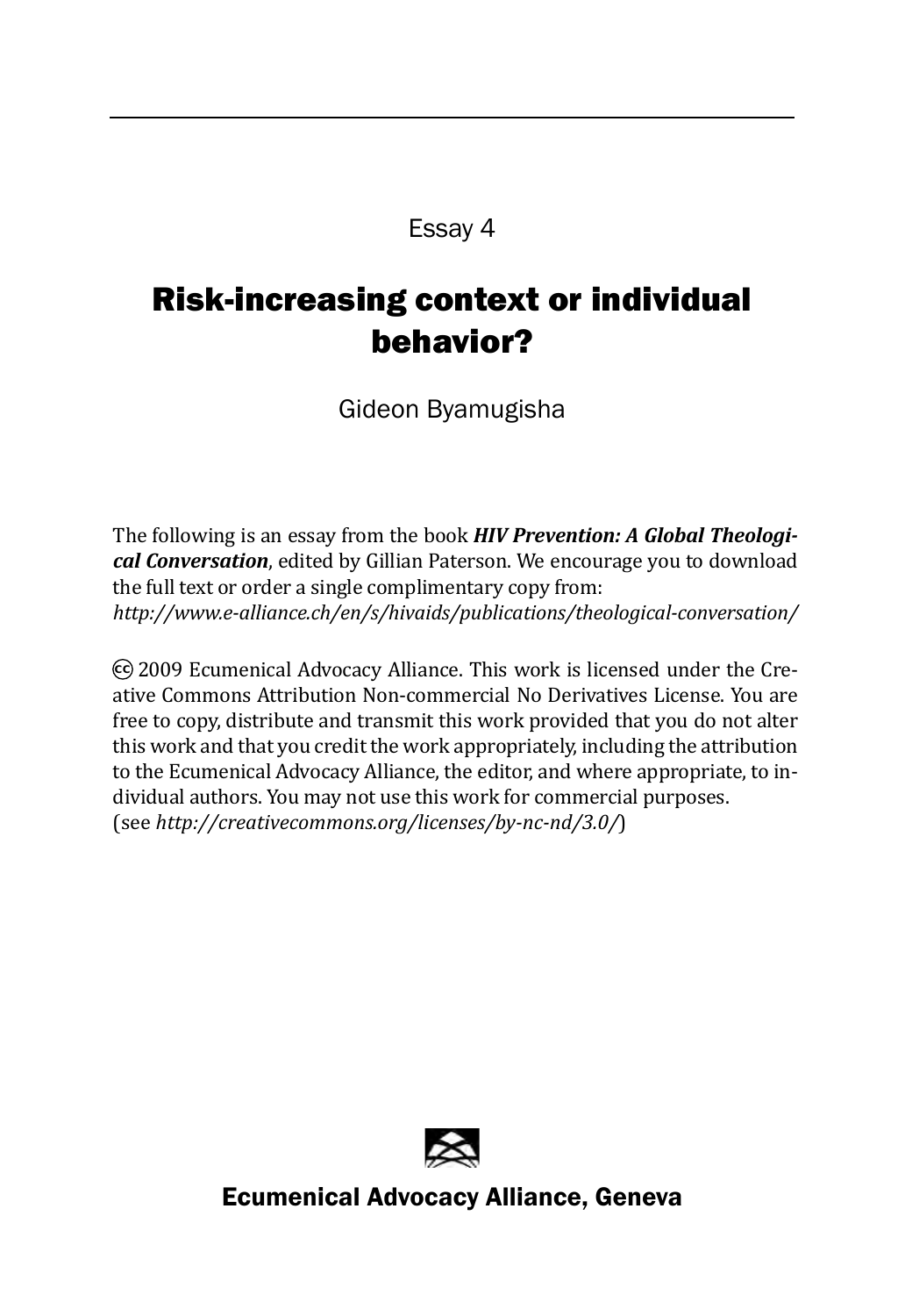Essay 4

# Risk-increasing context or individual behavior?

Gideon Byamugisha

The following is an essay from the book ***HIV Prevention: A Global Theological Conversation***, edited by Gillian Paterson. We encourage you to download the full text or order a single complimentary copy from:
*http://www.e-alliance.ch/en/s/hivaids/publications/theological-conversation/*

🅭 2009 Ecumenical Advocacy Alliance. This work is licensed under the Creative Commons Attribution Non-commercial No Derivatives License. You are free to copy, distribute and transmit this work provided that you do not alter this work and that you credit the work appropriately, including the attribution to the Ecumenical Advocacy Alliance, the editor, and where appropriate, to individual authors. You may not use this work for commercial purposes.
(see *http://creativecommons.org/licenses/by-nc-nd/3.0/*)

**Ecumenical Advocacy Alliance, Geneva**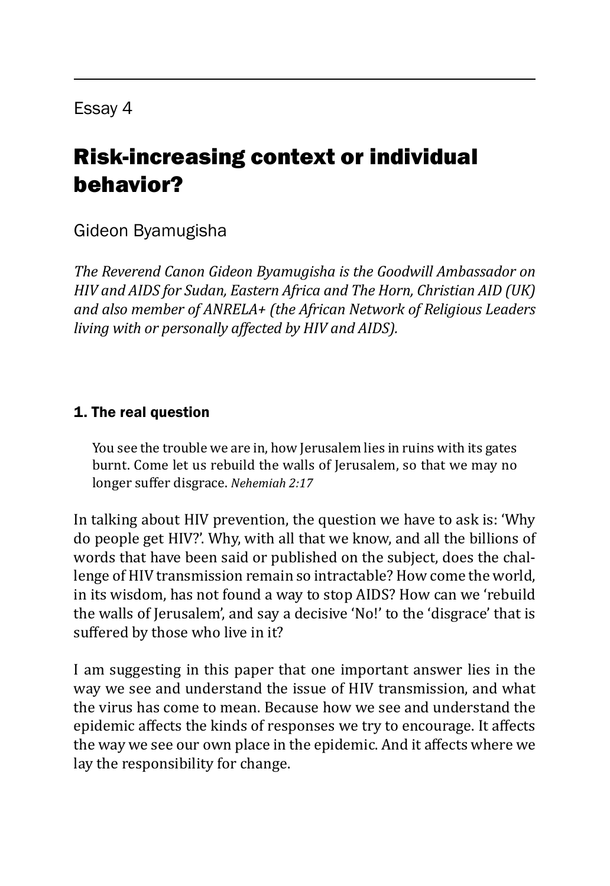Essay 4

# Risk-increasing context or individual behavior?

Gideon Byamugisha

*The Reverend Canon Gideon Byamugisha is the Goodwill Ambassador on HIV and AIDS for Sudan, Eastern Africa and The Horn, Christian AID (UK) and also member of ANRELA+ (the African Network of Religious Leaders living with or personally affected by HIV and AIDS).*

## 1. The real question

> You see the trouble we are in, how Jerusalem lies in ruins with its gates burnt. Come let us rebuild the walls of Jerusalem, so that we may no longer suffer disgrace. *Nehemiah 2:17*

In talking about HIV prevention, the question we have to ask is: 'Why do people get HIV?'. Why, with all that we know, and all the billions of words that have been said or published on the subject, does the challenge of HIV transmission remain so intractable? How come the world, in its wisdom, has not found a way to stop AIDS? How can we 'rebuild the walls of Jerusalem', and say a decisive 'No!' to the 'disgrace' that is suffered by those who live in it?

I am suggesting in this paper that one important answer lies in the way we see and understand the issue of HIV transmission, and what the virus has come to mean. Because how we see and understand the epidemic affects the kinds of responses we try to encourage. It affects the way we see our own place in the epidemic. And it affects where we lay the responsibility for change.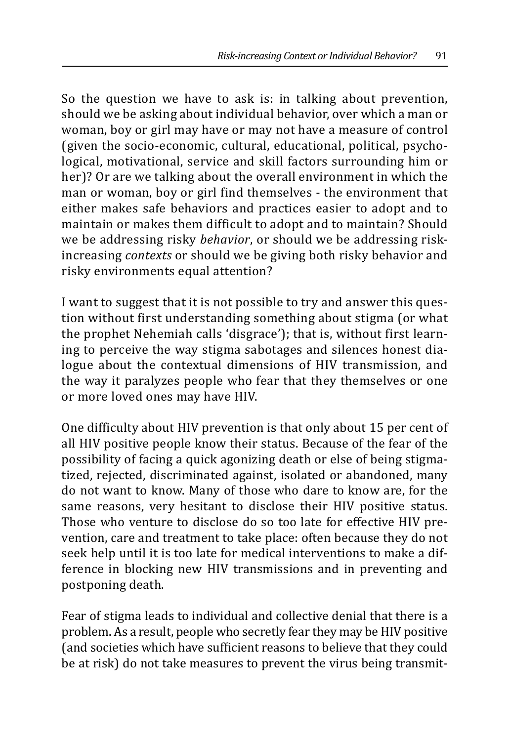So the question we have to ask is: in talking about prevention, should we be asking about individual behavior, over which a man or woman, boy or girl may have or may not have a measure of control (given the socio-economic, cultural, educational, political, psychological, motivational, service and skill factors surrounding him or her)? Or are we talking about the overall environment in which the man or woman, boy or girl find themselves - the environment that either makes safe behaviors and practices easier to adopt and to maintain or makes them difficult to adopt and to maintain? Should we be addressing risky *behavior*, or should we be addressing risk-increasing *contexts* or should we be giving both risky behavior and risky environments equal attention?

I want to suggest that it is not possible to try and answer this question without first understanding something about stigma (or what the prophet Nehemiah calls 'disgrace'); that is, without first learning to perceive the way stigma sabotages and silences honest dialogue about the contextual dimensions of HIV transmission, and the way it paralyzes people who fear that they themselves or one or more loved ones may have HIV.

One difficulty about HIV prevention is that only about 15 per cent of all HIV positive people know their status. Because of the fear of the possibility of facing a quick agonizing death or else of being stigmatized, rejected, discriminated against, isolated or abandoned, many do not want to know. Many of those who dare to know are, for the same reasons, very hesitant to disclose their HIV positive status. Those who venture to disclose do so too late for effective HIV prevention, care and treatment to take place: often because they do not seek help until it is too late for medical interventions to make a difference in blocking new HIV transmissions and in preventing and postponing death.

Fear of stigma leads to individual and collective denial that there is a problem. As a result, people who secretly fear they may be HIV positive (and societies which have sufficient reasons to believe that they could be at risk) do not take measures to prevent the virus being transmit-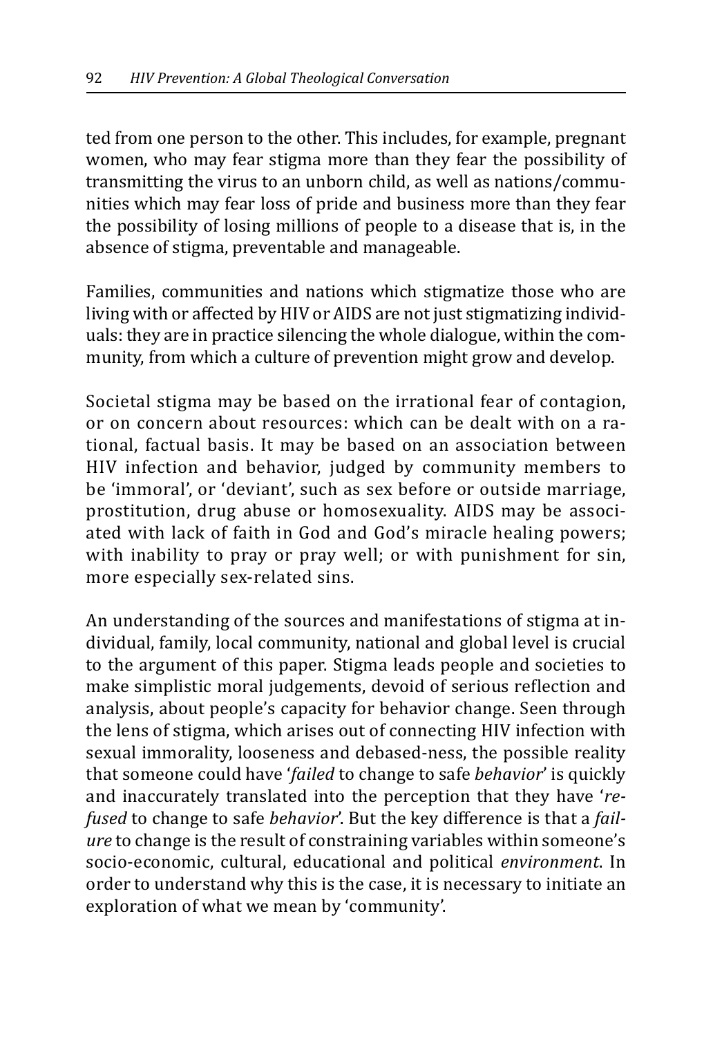ted from one person to the other. This includes, for example, pregnant women, who may fear stigma more than they fear the possibility of transmitting the virus to an unborn child, as well as nations/communities which may fear loss of pride and business more than they fear the possibility of losing millions of people to a disease that is, in the absence of stigma, preventable and manageable.

Families, communities and nations which stigmatize those who are living with or affected by HIV or AIDS are not just stigmatizing individuals: they are in practice silencing the whole dialogue, within the community, from which a culture of prevention might grow and develop.

Societal stigma may be based on the irrational fear of contagion, or on concern about resources: which can be dealt with on a rational, factual basis. It may be based on an association between HIV infection and behavior, judged by community members to be 'immoral', or 'deviant', such as sex before or outside marriage, prostitution, drug abuse or homosexuality. AIDS may be associated with lack of faith in God and God's miracle healing powers; with inability to pray or pray well; or with punishment for sin, more especially sex-related sins.

An understanding of the sources and manifestations of stigma at individual, family, local community, national and global level is crucial to the argument of this paper. Stigma leads people and societies to make simplistic moral judgements, devoid of serious reflection and analysis, about people's capacity for behavior change. Seen through the lens of stigma, which arises out of connecting HIV infection with sexual immorality, looseness and debased-ness, the possible reality that someone could have '*failed* to change to safe *behavior*' is quickly and inaccurately translated into the perception that they have '*refused* to change to safe *behavior*'. But the key difference is that a *failure* to change is the result of constraining variables within someone's socio-economic, cultural, educational and political *environment*. In order to understand why this is the case, it is necessary to initiate an exploration of what we mean by 'community'.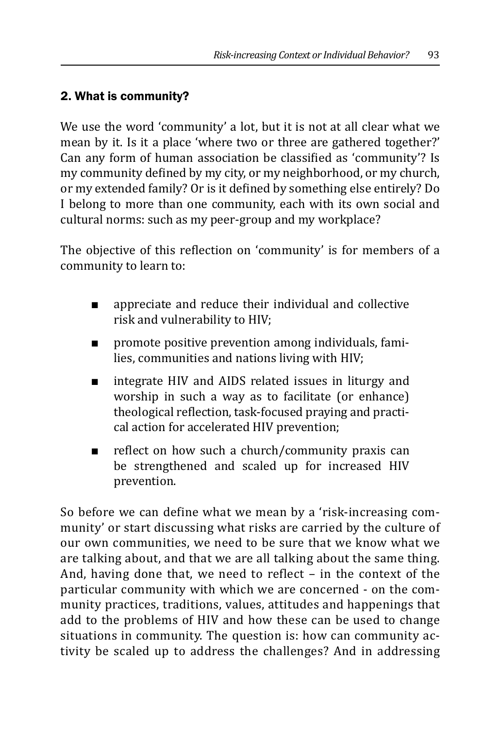## 2. What is community?

We use the word 'community' a lot, but it is not at all clear what we mean by it. Is it a place 'where two or three are gathered together?' Can any form of human association be classified as 'community'? Is my community defined by my city, or my neighborhood, or my church, or my extended family? Or is it defined by something else entirely? Do I belong to more than one community, each with its own social and cultural norms: such as my peer-group and my workplace?

The objective of this reflection on 'community' is for members of a community to learn to:

- appreciate and reduce their individual and collective risk and vulnerability to HIV;
- promote positive prevention among individuals, families, communities and nations living with HIV;
- integrate HIV and AIDS related issues in liturgy and worship in such a way as to facilitate (or enhance) theological reflection, task-focused praying and practical action for accelerated HIV prevention;
- reflect on how such a church/community praxis can be strengthened and scaled up for increased HIV prevention.

So before we can define what we mean by a 'risk-increasing community' or start discussing what risks are carried by the culture of our own communities, we need to be sure that we know what we are talking about, and that we are all talking about the same thing. And, having done that, we need to reflect – in the context of the particular community with which we are concerned - on the community practices, traditions, values, attitudes and happenings that add to the problems of HIV and how these can be used to change situations in community. The question is: how can community activity be scaled up to address the challenges? And in addressing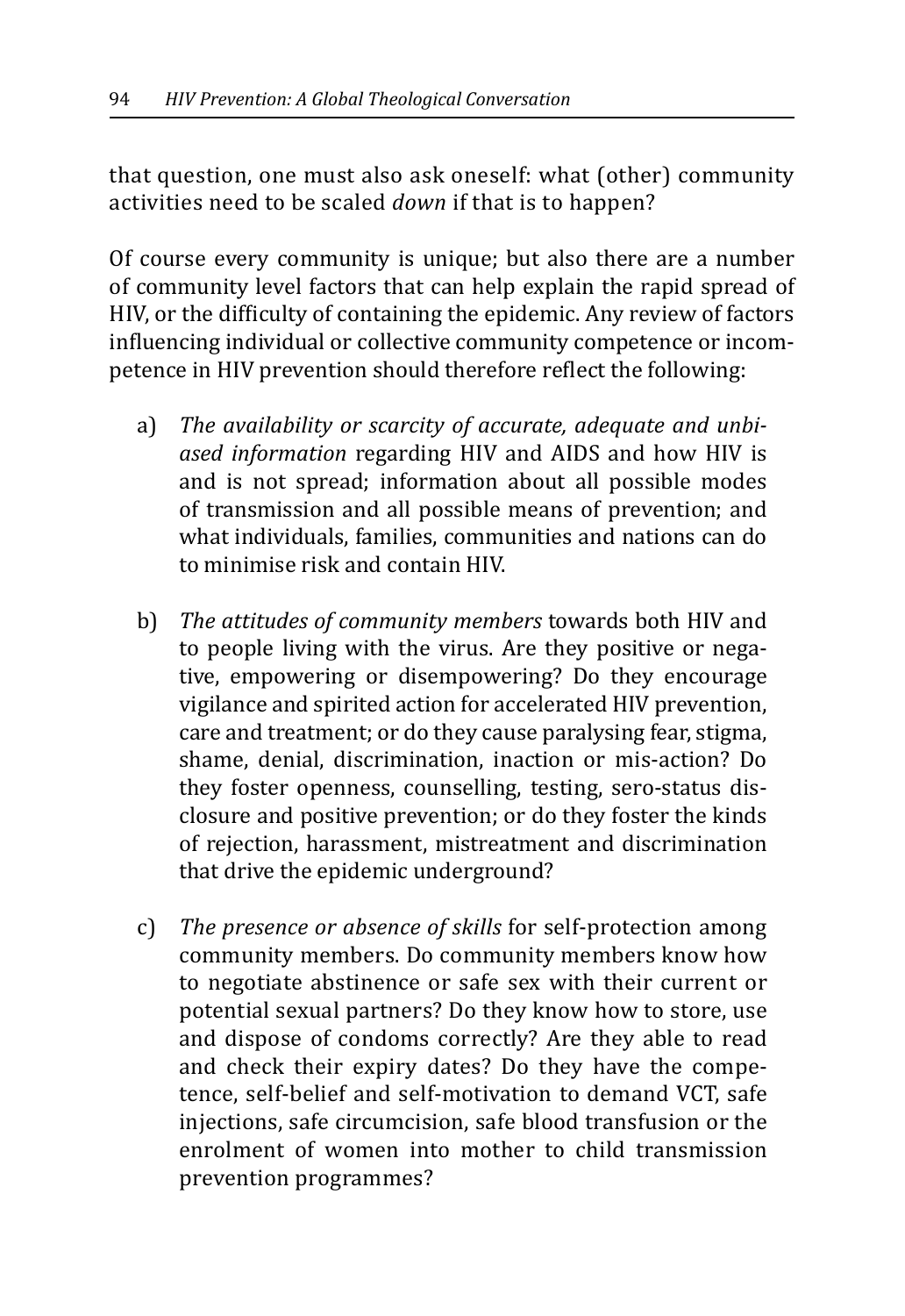that question, one must also ask oneself: what (other) community activities need to be scaled *down* if that is to happen?

Of course every community is unique; but also there are a number of community level factors that can help explain the rapid spread of HIV, or the difficulty of containing the epidemic. Any review of factors influencing individual or collective community competence or incompetence in HIV prevention should therefore reflect the following:

a) *The availability or scarcity of accurate, adequate and unbiased information* regarding HIV and AIDS and how HIV is and is not spread; information about all possible modes of transmission and all possible means of prevention; and what individuals, families, communities and nations can do to minimise risk and contain HIV.

b) *The attitudes of community members* towards both HIV and to people living with the virus. Are they positive or negative, empowering or disempowering? Do they encourage vigilance and spirited action for accelerated HIV prevention, care and treatment; or do they cause paralysing fear, stigma, shame, denial, discrimination, inaction or mis-action? Do they foster openness, counselling, testing, sero-status disclosure and positive prevention; or do they foster the kinds of rejection, harassment, mistreatment and discrimination that drive the epidemic underground?

c) *The presence or absence of skills* for self-protection among community members. Do community members know how to negotiate abstinence or safe sex with their current or potential sexual partners? Do they know how to store, use and dispose of condoms correctly? Are they able to read and check their expiry dates? Do they have the competence, self-belief and self-motivation to demand VCT, safe injections, safe circumcision, safe blood transfusion or the enrolment of women into mother to child transmission prevention programmes?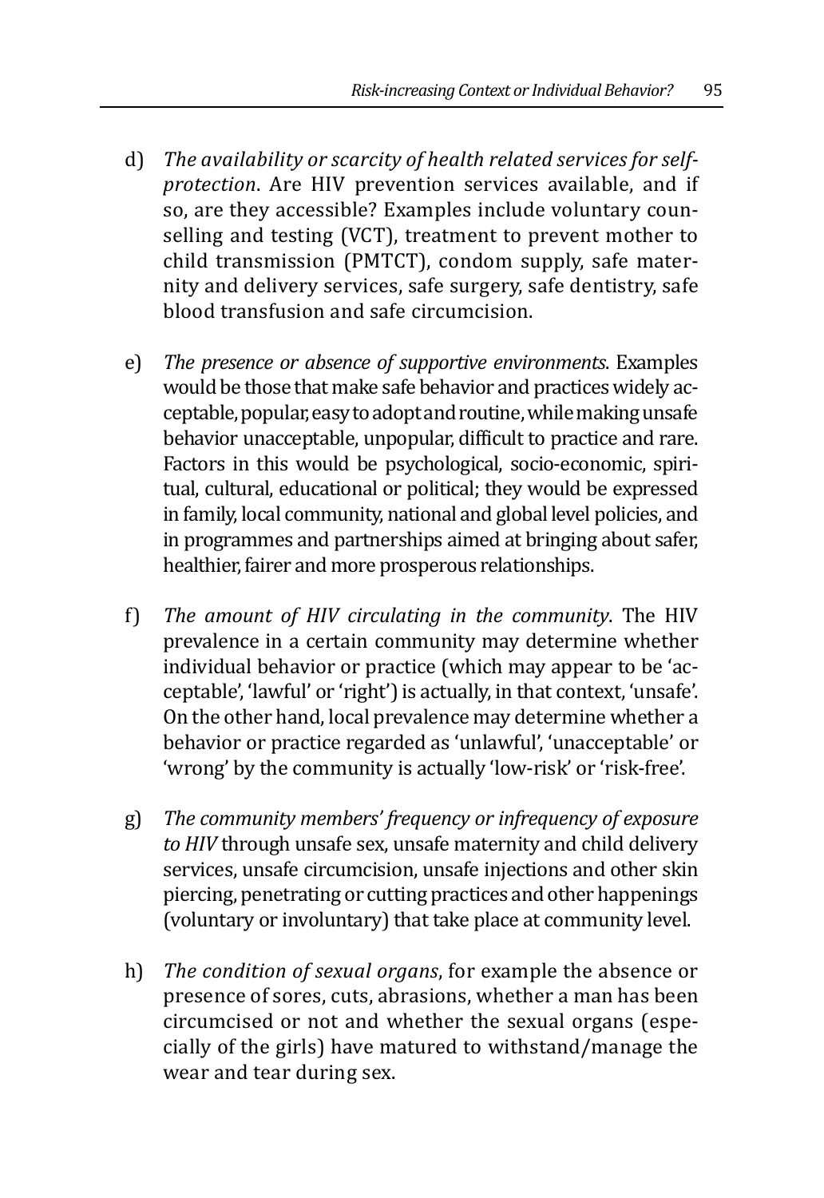d) *The availability or scarcity of health related services for self-protection*. Are HIV prevention services available, and if so, are they accessible? Examples include voluntary counselling and testing (VCT), treatment to prevent mother to child transmission (PMTCT), condom supply, safe maternity and delivery services, safe surgery, safe dentistry, safe blood transfusion and safe circumcision.

e) *The presence or absence of supportive environments*. Examples would be those that make safe behavior and practices widely acceptable, popular, easy to adopt and routine, while making unsafe behavior unacceptable, unpopular, difficult to practice and rare. Factors in this would be psychological, socio-economic, spiritual, cultural, educational or political; they would be expressed in family, local community, national and global level policies, and in programmes and partnerships aimed at bringing about safer, healthier, fairer and more prosperous relationships.

f) *The amount of HIV circulating in the community*. The HIV prevalence in a certain community may determine whether individual behavior or practice (which may appear to be 'acceptable', 'lawful' or 'right') is actually, in that context, 'unsafe'. On the other hand, local prevalence may determine whether a behavior or practice regarded as 'unlawful', 'unacceptable' or 'wrong' by the community is actually 'low-risk' or 'risk-free'.

g) *The community members' frequency or infrequency of exposure to HIV* through unsafe sex, unsafe maternity and child delivery services, unsafe circumcision, unsafe injections and other skin piercing, penetrating or cutting practices and other happenings (voluntary or involuntary) that take place at community level.

h) *The condition of sexual organs*, for example the absence or presence of sores, cuts, abrasions, whether a man has been circumcised or not and whether the sexual organs (especially of the girls) have matured to withstand/manage the wear and tear during sex.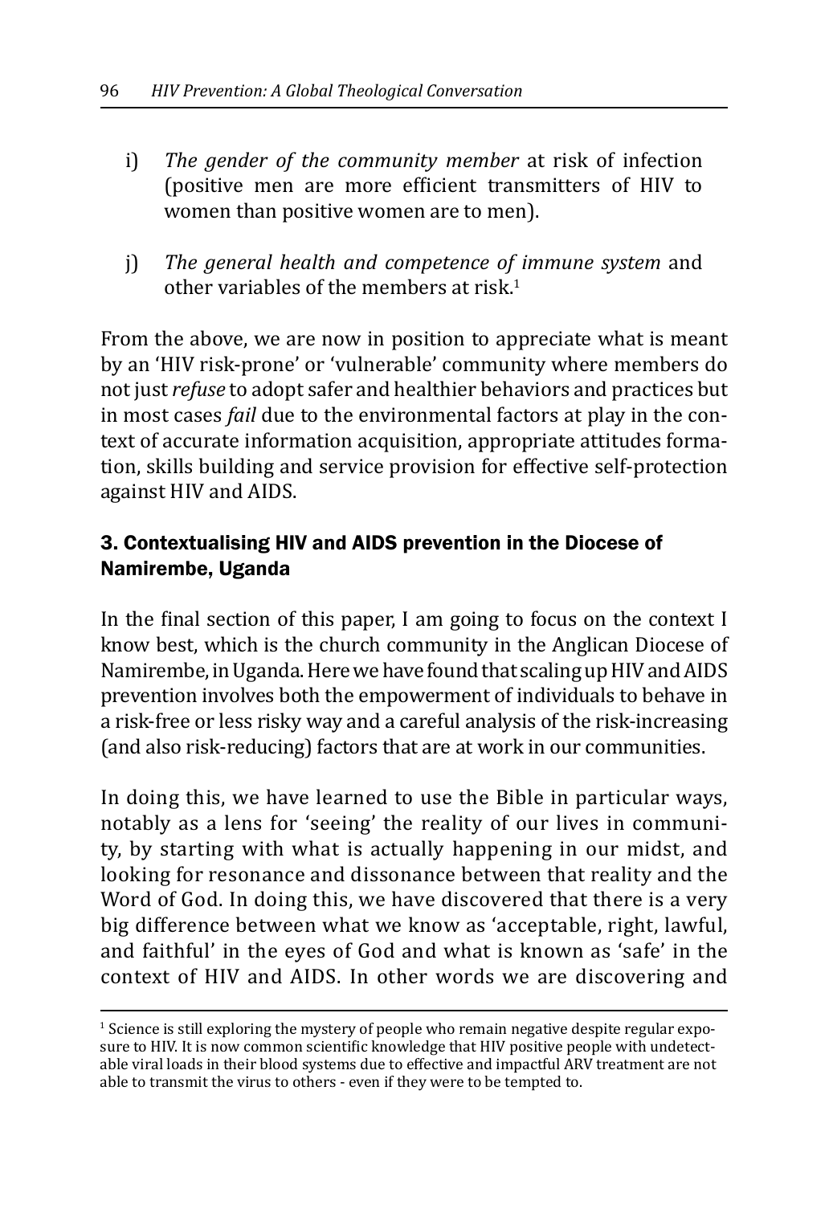i) *The gender of the community member* at risk of infection (positive men are more efficient transmitters of HIV to women than positive women are to men).

j) *The general health and competence of immune system* and other variables of the members at risk.[1]

From the above, we are now in position to appreciate what is meant by an 'HIV risk-prone' or 'vulnerable' community where members do not just *refuse* to adopt safer and healthier behaviors and practices but in most cases *fail* due to the environmental factors at play in the context of accurate information acquisition, appropriate attitudes formation, skills building and service provision for effective self-protection against HIV and AIDS.

## 3. Contextualising HIV and AIDS prevention in the Diocese of Namirembe, Uganda

In the final section of this paper, I am going to focus on the context I know best, which is the church community in the Anglican Diocese of Namirembe, in Uganda. Here we have found that scaling up HIV and AIDS prevention involves both the empowerment of individuals to behave in a risk-free or less risky way and a careful analysis of the risk-increasing (and also risk-reducing) factors that are at work in our communities.

In doing this, we have learned to use the Bible in particular ways, notably as a lens for 'seeing' the reality of our lives in community, by starting with what is actually happening in our midst, and looking for resonance and dissonance between that reality and the Word of God. In doing this, we have discovered that there is a very big difference between what we know as 'acceptable, right, lawful, and faithful' in the eyes of God and what is known as 'safe' in the context of HIV and AIDS. In other words we are discovering and

[1] Science is still exploring the mystery of people who remain negative despite regular exposure to HIV. It is now common scientific knowledge that HIV positive people with undetectable viral loads in their blood systems due to effective and impactful ARV treatment are not able to transmit the virus to others - even if they were to be tempted to.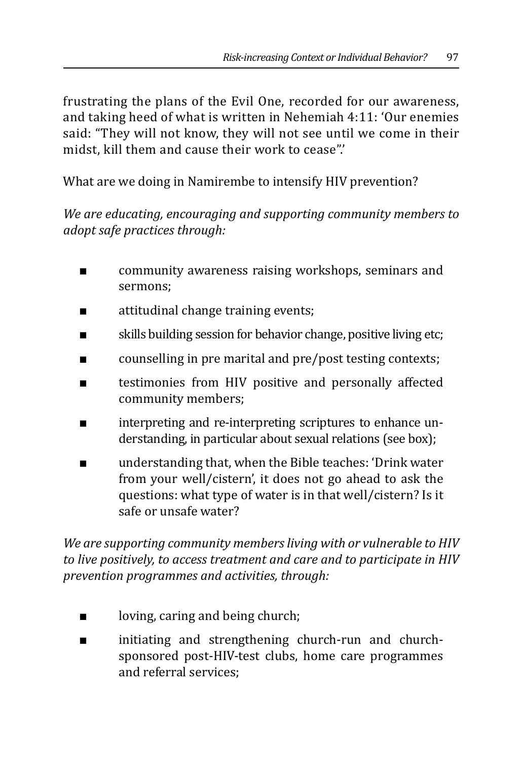frustrating the plans of the Evil One, recorded for our awareness, and taking heed of what is written in Nehemiah 4:11: 'Our enemies said: "They will not know, they will not see until we come in their midst, kill them and cause their work to cease".'

What are we doing in Namirembe to intensify HIV prevention?

*We are educating, encouraging and supporting community members to adopt safe practices through:*

- community awareness raising workshops, seminars and sermons;
- attitudinal change training events;
- skills building session for behavior change, positive living etc;
- counselling in pre marital and pre/post testing contexts;
- testimonies from HIV positive and personally affected community members;
- interpreting and re-interpreting scriptures to enhance understanding, in particular about sexual relations (see box);
- understanding that, when the Bible teaches: 'Drink water from your well/cistern', it does not go ahead to ask the questions: what type of water is in that well/cistern? Is it safe or unsafe water?

*We are supporting community members living with or vulnerable to HIV to live positively, to access treatment and care and to participate in HIV prevention programmes and activities, through:*

- loving, caring and being church;
- initiating and strengthening church-run and church-sponsored post-HIV-test clubs, home care programmes and referral services;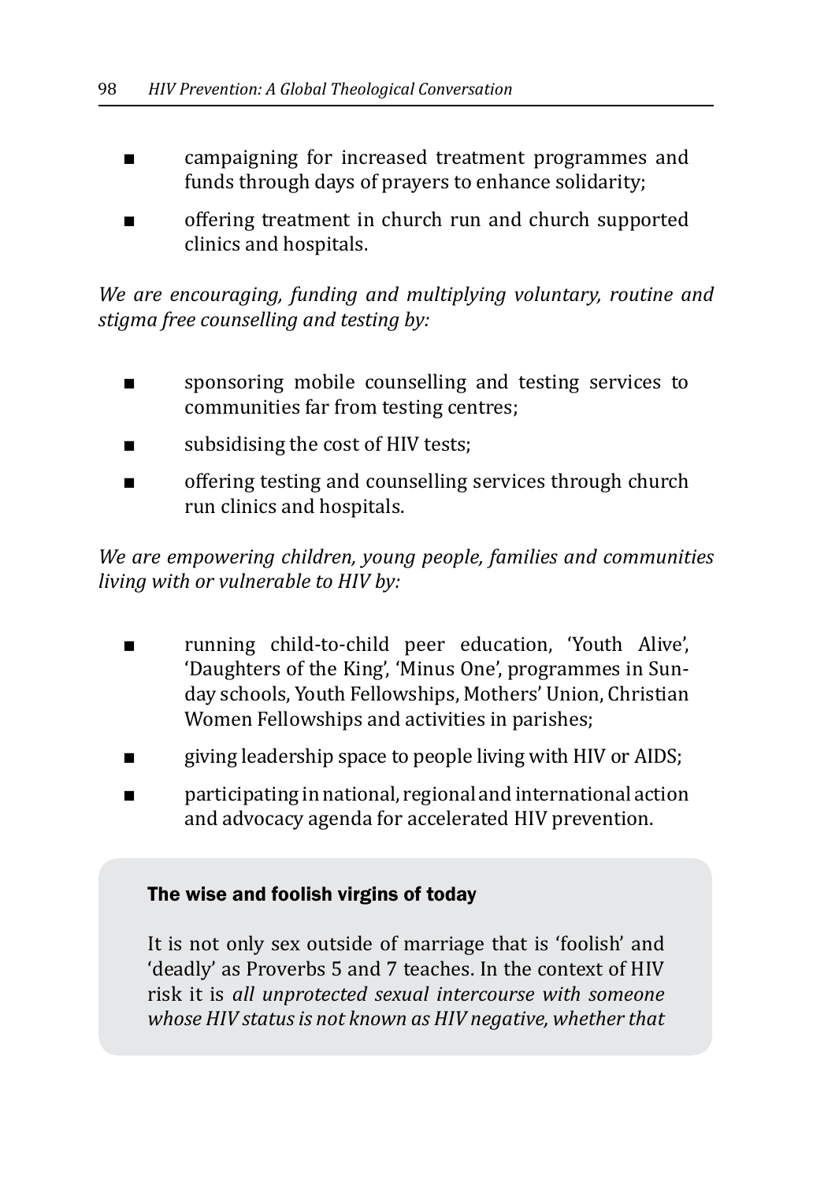- campaigning for increased treatment programmes and funds through days of prayers to enhance solidarity;
- offering treatment in church run and church supported clinics and hospitals.

*We are encouraging, funding and multiplying voluntary, routine and stigma free counselling and testing by:*

- sponsoring mobile counselling and testing services to communities far from testing centres;
- subsidising the cost of HIV tests;
- offering testing and counselling services through church run clinics and hospitals.

*We are empowering children, young people, families and communities living with or vulnerable to HIV by:*

- running child-to-child peer education, 'Youth Alive', 'Daughters of the King', 'Minus One', programmes in Sunday schools, Youth Fellowships, Mothers' Union, Christian Women Fellowships and activities in parishes;
- giving leadership space to people living with HIV or AIDS;
- participating in national, regional and international action and advocacy agenda for accelerated HIV prevention.

### The wise and foolish virgins of today

It is not only sex outside of marriage that is 'foolish' and 'deadly' as Proverbs 5 and 7 teaches. In the context of HIV risk it is *all unprotected sexual intercourse with someone whose HIV status is not known as HIV negative, whether that*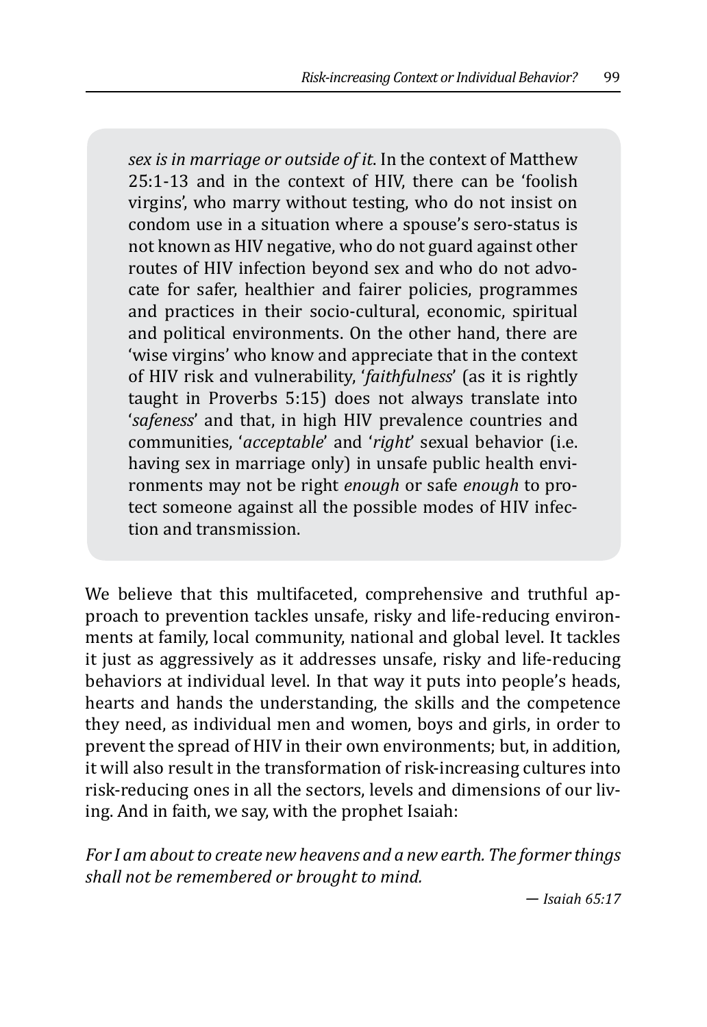*sex is in marriage or outside of it.* In the context of Matthew 25:1-13 and in the context of HIV, there can be 'foolish virgins', who marry without testing, who do not insist on condom use in a situation where a spouse's sero-status is not known as HIV negative, who do not guard against other routes of HIV infection beyond sex and who do not advocate for safer, healthier and fairer policies, programmes and practices in their socio-cultural, economic, spiritual and political environments. On the other hand, there are 'wise virgins' who know and appreciate that in the context of HIV risk and vulnerability, '*faithfulness*' (as it is rightly taught in Proverbs 5:15) does not always translate into '*safeness*' and that, in high HIV prevalence countries and communities, '*acceptable*' and '*right*' sexual behavior (i.e. having sex in marriage only) in unsafe public health environments may not be right *enough* or safe *enough* to protect someone against all the possible modes of HIV infection and transmission.

We believe that this multifaceted, comprehensive and truthful approach to prevention tackles unsafe, risky and life-reducing environments at family, local community, national and global level. It tackles it just as aggressively as it addresses unsafe, risky and life-reducing behaviors at individual level. In that way it puts into people's heads, hearts and hands the understanding, the skills and the competence they need, as individual men and women, boys and girls, in order to prevent the spread of HIV in their own environments; but, in addition, it will also result in the transformation of risk-increasing cultures into risk-reducing ones in all the sectors, levels and dimensions of our living. And in faith, we say, with the prophet Isaiah:

*For I am about to create new heavens and a new earth. The former things shall not be remembered or brought to mind.*

*— Isaiah 65:17*